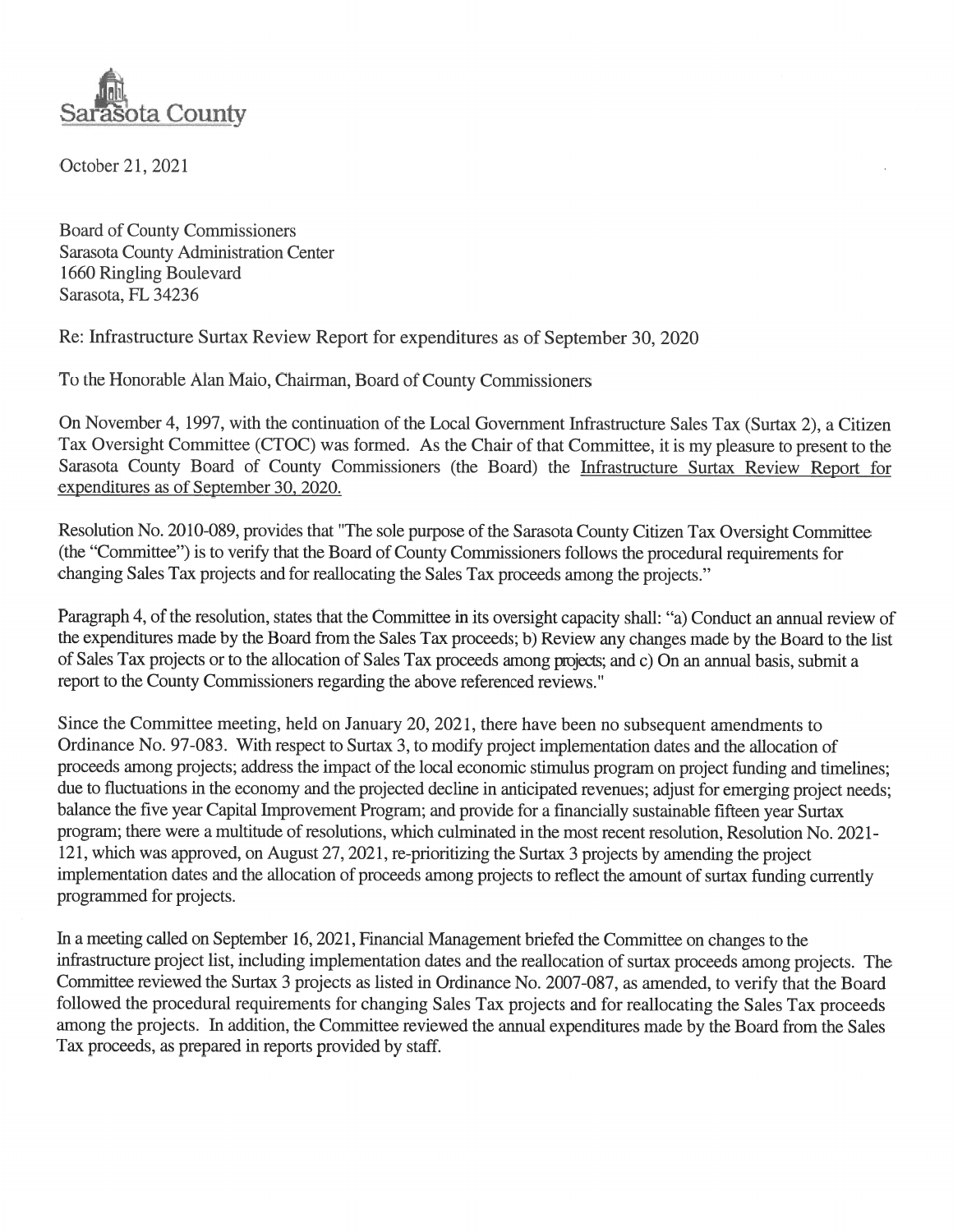Sarasota County

October 21, 2021

Board of County Commissioners
Sarasota County Administration Center
1660 Ringling Boulevard
Sarasota, FL 34236

Re: Infrastructure Surtax Review Report for expenditures as of September 30, 2020

To the Honorable Alan Maio, Chairman, Board of County Commissioners

On November 4, 1997, with the continuation of the Local Government Infrastructure Sales Tax (Surtax 2), a Citizen Tax Oversight Committee (CTOC) was formed. As the Chair of that Committee, it is my pleasure to present to the Sarasota County Board of County Commissioners (the Board) the Infrastructure Surtax Review Report for expenditures as of September 30, 2020.

Resolution No. 2010-089, provides that "The sole purpose of the Sarasota County Citizen Tax Oversight Committee (the "Committee") is to verify that the Board of County Commissioners follows the procedural requirements for changing Sales Tax projects and for reallocating the Sales Tax proceeds among the projects."

Paragraph 4, of the resolution, states that the Committee in its oversight capacity shall: "a) Conduct an annual review of the expenditures made by the Board from the Sales Tax proceeds; b) Review any changes made by the Board to the list of Sales Tax projects or to the allocation of Sales Tax proceeds among projects; and c) On an annual basis, submit a report to the County Commissioners regarding the above referenced reviews."

Since the Committee meeting, held on January 20, 2021, there have been no subsequent amendments to Ordinance No. 97-083. With respect to Surtax 3, to modify project implementation dates and the allocation of proceeds among projects; address the impact of the local economic stimulus program on project funding and timelines; due to fluctuations in the economy and the projected decline in anticipated revenues; adjust for emerging project needs; balance the five year Capital Improvement Program; and provide for a financially sustainable fifteen year Surtax program; there were a multitude of resolutions, which culminated in the most recent resolution, Resolution No. 2021-121, which was approved, on August 27, 2021, re-prioritizing the Surtax 3 projects by amending the project implementation dates and the allocation of proceeds among projects to reflect the amount of surtax funding currently programmed for projects.

In a meeting called on September 16, 2021, Financial Management briefed the Committee on changes to the infrastructure project list, including implementation dates and the reallocation of surtax proceeds among projects. The Committee reviewed the Surtax 3 projects as listed in Ordinance No. 2007-087, as amended, to verify that the Board followed the procedural requirements for changing Sales Tax projects and for reallocating the Sales Tax proceeds among the projects. In addition, the Committee reviewed the annual expenditures made by the Board from the Sales Tax proceeds, as prepared in reports provided by staff.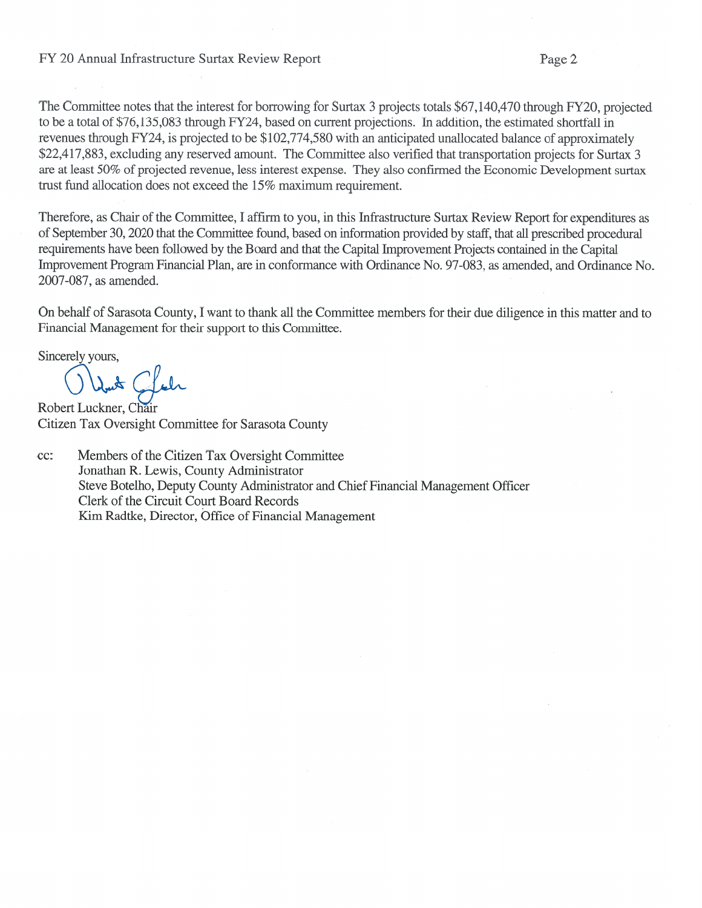The Committee notes that the interest for borrowing for Surtax 3 projects totals $67,140,470 through FY20, projected to be a total of $76,135,083 through FY24, based on current projections. In addition, the estimated shortfall in revenues through FY24, is projected to be $102,774,580 with an anticipated unallocated balance of approximately $22,417,883, excluding any reserved amount. The Committee also verified that transportation projects for Surtax 3 are at least 50% of projected revenue, less interest expense. They also confirmed the Economic Development surtax trust fund allocation does not exceed the 15% maximum requirement.

Therefore, as Chair of the Committee, I affirm to you, in this Infrastructure Surtax Review Report for expenditures as of September 30, 2020 that the Committee found, based on information provided by staff, that all prescribed procedural requirements have been followed by the Board and that the Capital Improvement Projects contained in the Capital Improvement Program Financial Plan, are in conformance with Ordinance No. 97-083, as amended, and Ordinance No. 2007-087, as amended.

On behalf of Sarasota County, I want to thank all the Committee members for their due diligence in this matter and to Financial Management for their support to this Committee.

Sincerely yours,

Robert Luckner, Chair
Citizen Tax Oversight Committee for Sarasota County

cc: Members of the Citizen Tax Oversight Committee
Jonathan R. Lewis, County Administrator
Steve Botelho, Deputy County Administrator and Chief Financial Management Officer
Clerk of the Circuit Court Board Records
Kim Radtke, Director, Office of Financial Management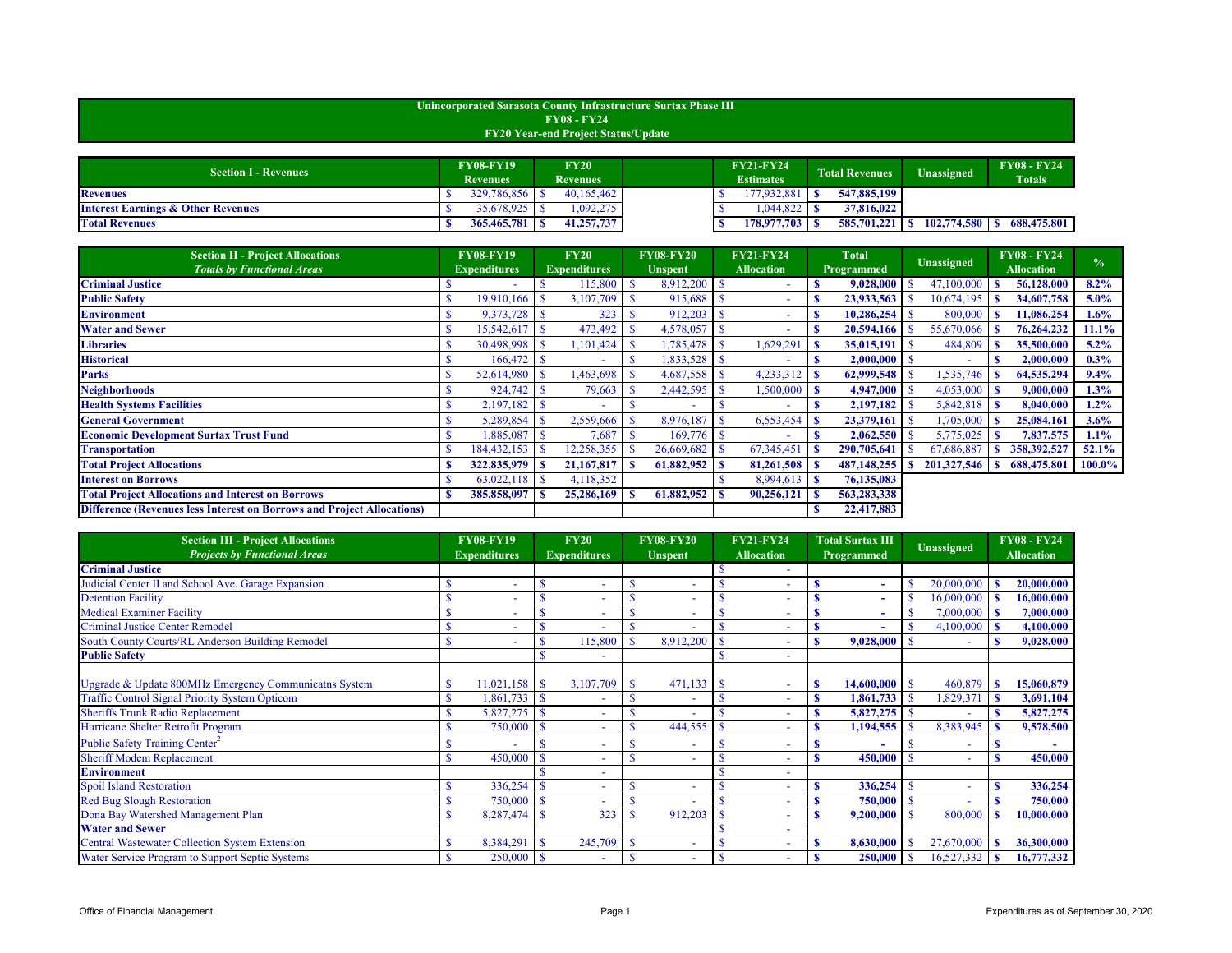# Unincorporated Sarasota County Infrastructure Surtax Phase III
## FY08 - FY24
## FY20 Year-end Project Status/Update

| Section I - Revenues | FY08-FY19 Revenues | FY20 Revenues | | FY21-FY24 Estimates | Total Revenues | Unassigned | FY08 - FY24 Totals |
|---|---|---|---|---|---|---|---|
| **Revenues** | $ 329,786,856 | $ 40,165,462 | | $ 177,932,881 | **$ 547,885,199** | | |
| **Interest Earnings & Other Revenues** | $ 35,678,925 | $ 1,092,275 | | $ 1,044,822 | **$ 37,816,022** | | |
| **Total Revenues** | **$ 365,465,781** | **$ 41,257,737** | | **$ 178,977,703** | **$ 585,701,221** | **$ 102,774,580** | **$ 688,475,801** |

| Section II - Project Allocations *Totals by Functional Areas* | FY08-FY19 Expenditures | FY20 Expenditures | FY08-FY20 Unspent | FY21-FY24 Allocation | Total Programmed | Unassigned | FY08 - FY24 Allocation | % |
|---|---|---|---|---|---|---|---|---|
| **Criminal Justice** | $ - | $ 115,800 | $ 8,912,200 | $ - | **$ 9,028,000** | $ 47,100,000 | **$ 56,128,000** | **8.2%** |
| **Public Safety** | $ 19,910,166 | $ 3,107,709 | $ 915,688 | $ - | **$ 23,933,563** | $ 10,674,195 | **$ 34,607,758** | **5.0%** |
| **Environment** | $ 9,373,728 | $ 323 | $ 912,203 | $ - | **$ 10,286,254** | $ 800,000 | **$ 11,086,254** | **1.6%** |
| **Water and Sewer** | $ 15,542,617 | $ 473,492 | $ 4,578,057 | $ - | **$ 20,594,166** | $ 55,670,066 | **$ 76,264,232** | **11.1%** |
| **Libraries** | $ 30,498,998 | $ 1,101,424 | $ 1,785,478 | $ 1,629,291 | **$ 35,015,191** | $ 484,809 | **$ 35,500,000** | **5.2%** |
| **Historical** | $ 166,472 | $ - | $ 1,833,528 | $ - | **$ 2,000,000** | $ - | **$ 2,000,000** | **0.3%** |
| **Parks** | $ 52,614,980 | $ 1,463,698 | $ 4,687,558 | $ 4,233,312 | **$ 62,999,548** | $ 1,535,746 | **$ 64,535,294** | **9.4%** |
| **Neighborhoods** | $ 924,742 | $ 79,663 | $ 2,442,595 | $ 1,500,000 | **$ 4,947,000** | $ 4,053,000 | **$ 9,000,000** | **1.3%** |
| **Health Systems Facilities** | $ 2,197,182 | $ - | $ - | $ - | **$ 2,197,182** | $ 5,842,818 | **$ 8,040,000** | **1.2%** |
| **General Government** | $ 5,289,854 | $ 2,559,666 | $ 8,976,187 | $ 6,553,454 | **$ 23,379,161** | $ 1,705,000 | **$ 25,084,161** | **3.6%** |
| **Economic Development Surtax Trust Fund** | $ 1,885,087 | $ 7,687 | $ 169,776 | $ - | **$ 2,062,550** | $ 5,775,025 | **$ 7,837,575** | **1.1%** |
| **Transportation** | $ 184,432,153 | $ 12,258,355 | $ 26,669,682 | $ 67,345,451 | **$ 290,705,641** | $ 67,686,887 | **$ 358,392,527** | **52.1%** |
| **Total Project Allocations** | **$ 322,835,979** | **$ 21,167,817** | **$ 61,882,952** | **$ 81,261,508** | **$ 487,148,255** | **$ 201,327,546** | **$ 688,475,801** | **100.0%** |
| **Interest on Borrows** | $ 63,022,118 | $ 4,118,352 | | $ 8,994,613 | **$ 76,135,083** | | | |
| **Total Project Allocations and Interest on Borrows** | **$ 385,858,097** | **$ 25,286,169** | **$ 61,882,952** | **$ 90,256,121** | **$ 563,283,338** | | | |
| **Difference (Revenues less Interest on Borrows and Project Allocations)** | | | | | **$ 22,417,883** | | | |

| Section III - Project Allocations *Projects by Functional Areas* | FY08-FY19 Expenditures | FY20 Expenditures | FY08-FY20 Unspent | FY21-FY24 Allocation | Total Surtax III Programmed | Unassigned | FY08 - FY24 Allocation |
|---|---|---|---|---|---|---|---|
| **Criminal Justice** | | | | $ - | | | |
| Judicial Center II and School Ave. Garage Expansion | $ - | $ - | $ - | $ - | **$ -** | $ 20,000,000 | **$ 20,000,000** |
| Detention Facility | $ - | $ - | $ - | $ - | **$ -** | $ 16,000,000 | **$ 16,000,000** |
| Medical Examiner Facility | $ - | $ - | $ - | $ - | **$ -** | $ 7,000,000 | **$ 7,000,000** |
| Criminal Justice Center Remodel | $ - | $ - | $ - | $ - | **$ -** | $ 4,100,000 | **$ 4,100,000** |
| South County Courts/RL Anderson Building Remodel | $ - | $ 115,800 | $ 8,912,200 | $ - | **$ 9,028,000** | $ - | **$ 9,028,000** |
| **Public Safety** | | $ - | | $ - | | | |
| Upgrade & Update 800MHz Emergency Communicatns System | $ 11,021,158 | $ 3,107,709 | $ 471,133 | $ - | **$ 14,600,000** | $ 460,879 | **$ 15,060,879** |
| Traffic Control Signal Priority System Opticom | $ 1,861,733 | $ - | $ - | $ - | **$ 1,861,733** | $ 1,829,371 | **$ 3,691,104** |
| Sheriffs Trunk Radio Replacement | $ 5,827,275 | $ - | $ - | $ - | **$ 5,827,275** | $ - | **$ 5,827,275** |
| Hurricane Shelter Retrofit Program | $ 750,000 | $ - | $ 444,555 | $ - | **$ 1,194,555** | $ 8,383,945 | **$ 9,578,500** |
| Public Safety Training Center[2] | $ - | $ - | $ - | $ - | **$ -** | $ - | **$ -** |
| Sheriff Modem Replacement | $ 450,000 | $ - | $ - | $ - | **$ 450,000** | $ - | **$ 450,000** |
| **Environment** | | $ - | | $ - | | | |
| Spoil Island Restoration | $ 336,254 | $ - | $ - | $ - | **$ 336,254** | $ - | **$ 336,254** |
| Red Bug Slough Restoration | $ 750,000 | $ - | $ - | $ - | **$ 750,000** | $ - | **$ 750,000** |
| Dona Bay Watershed Management Plan | $ 8,287,474 | $ 323 | $ 912,203 | $ - | **$ 9,200,000** | $ 800,000 | **$ 10,000,000** |
| **Water and Sewer** | | | | $ - | | | |
| Central Wastewater Collection System Extension | $ 8,384,291 | $ 245,709 | $ - | $ - | **$ 8,630,000** | $ 27,670,000 | **$ 36,300,000** |
| Water Service Program to Support Septic Systems | $ 250,000 | $ - | $ - | $ - | **$ 250,000** | $ 16,527,332 | **$ 16,777,332** |

Office of Financial Management

Expenditures as of September 30, 2020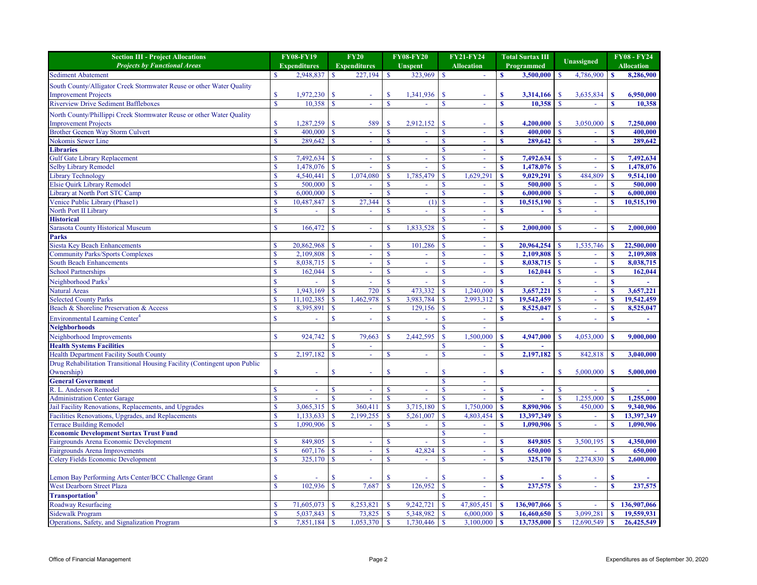| Section III - Project Allocations *Projects by Functional Areas* | FY08-FY19 Expenditures | FY20 Expenditures | FY08-FY20 Unspent | FY21-FY24 Allocation | Total Surtax III Programmed | Unassigned | FY08 - FY24 Allocation |
|---|---|---|---|---|---|---|---|
| Sediment Abatement | $ 2,948,837 | $ 227,194 | $ 323,969 | $ - | **$ 3,500,000** | $ 4,786,900 | **$ 8,286,900** |
| South County/Alligator Creek Stormwater Reuse or other Water Quality Improvement Projects | $ 1,972,230 | $ - | $ 1,341,936 | $ - | **$ 3,314,166** | $ 3,635,834 | **$ 6,950,000** |
| Riverview Drive Sediment Baffleboxes | $ 10,358 | $ - | $ - | $ - | **$ 10,358** | $ - | **$ 10,358** |
| North County/Phillippi Creek Stormwater Reuse or other Water Quality Improvement Projects | $ 1,287,259 | $ 589 | $ 2,912,152 | $ - | **$ 4,200,000** | $ 3,050,000 | **$ 7,250,000** |
| Brother Geenen Way Storm Culvert | $ 400,000 | $ - | $ - | $ - | **$ 400,000** | $ - | **$ 400,000** |
| Nokomis Sewer Line | $ 289,642 | $ - | $ - | $ - | **$ 289,642** | $ - | **$ 289,642** |
| **Libraries** | | | | $ - | | | |
| Gulf Gate Library Replacement | $ 7,492,634 | $ - | $ - | $ - | **$ 7,492,634** | $ - | **$ 7,492,634** |
| Selby Library Remodel | $ 1,478,076 | $ - | $ - | $ - | **$ 1,478,076** | $ - | **$ 1,478,076** |
| Library Technology | $ 4,540,441 | $ 1,074,080 | $ 1,785,479 | $ 1,629,291 | **$ 9,029,291** | $ 484,809 | **$ 9,514,100** |
| Elsie Quirk Library Remodel | $ 500,000 | $ - | $ - | $ - | **$ 500,000** | $ - | **$ 500,000** |
| Library at North Port STC Camp | $ 6,000,000 | $ - | $ - | $ - | **$ 6,000,000** | $ - | **$ 6,000,000** |
| Venice Public Library (Phase1) | $ 10,487,847 | $ 27,344 | $ (1) | $ - | **$ 10,515,190** | $ - | **$ 10,515,190** |
| North Port II Library | $ - | $ - | $ - | $ - | **$ -** | $ - | |
| **Historical** | | | | $ - | | | |
| Sarasota County Historical Museum | $ 166,472 | $ - | $ 1,833,528 | $ - | **$ 2,000,000** | $ - | **$ 2,000,000** |
| **Parks** | | | | $ - | | | |
| Siesta Key Beach Enhancements | $ 20,862,968 | $ - | $ 101,286 | $ - | **$ 20,964,254** | $ 1,535,746 | **$ 22,500,000** |
| Community Parks/Sports Complexes | $ 2,109,808 | $ - | $ - | $ - | **$ 2,109,808** | $ - | **$ 2,109,808** |
| South Beach Enhancements | $ 8,038,715 | $ - | $ - | $ - | **$ 8,038,715** | $ - | **$ 8,038,715** |
| School Partnerships | $ 162,044 | $ - | $ - | $ - | **$ 162,044** | $ - | **$ 162,044** |
| Neighborhood Parks[3] | $ - | $ - | $ - | $ - | **$ -** | $ - | **$ -** |
| Natural Areas | $ 1,943,169 | $ 720 | $ 473,332 | $ 1,240,000 | **$ 3,657,221** | $ - | **$ 3,657,221** |
| Selected County Parks | $ 11,102,385 | $ 1,462,978 | $ 3,983,784 | $ 2,993,312 | **$ 19,542,459** | $ - | **$ 19,542,459** |
| Beach & Shoreline Preservation & Access | $ 8,395,891 | $ - | $ 129,156 | $ - | **$ 8,525,047** | $ - | **$ 8,525,047** |
| Environmental Learning Center[4] | $ - | $ - | $ - | $ - | **$ -** | $ - | **$ -** |
| **Neighborhoods** | | | | $ - | | | |
| Neighborhood Improvements | $ 924,742 | $ 79,663 | $ 2,442,595 | $ 1,500,000 | **$ 4,947,000** | $ 4,053,000 | **$ 9,000,000** |
| **Health Systems Facilities** | | $ - | | $ - | **$ -** | | |
| Health Department Facility South County | $ 2,197,182 | $ - | $ - | $ - | **$ 2,197,182** | $ 842,818 | **$ 3,040,000** |
| Drug Rehabilitation Transitional Housing Facility (Contingent upon Public Ownership) | $ - | $ - | $ - | $ - | **$ -** | $ 5,000,000 | **$ 5,000,000** |
| **General Government** | | | | $ - | | | |
| R. L. Anderson Remodel | $ - | $ - | $ - | $ - | **$ -** | $ - | **$ -** |
| Administration Center Garage | $ - | $ - | $ - | $ - | **$ -** | $ 1,255,000 | **$ 1,255,000** |
| Jail Facility Renovations, Replacements, and Upgrades | $ 3,065,315 | $ 360,411 | $ 3,715,180 | $ 1,750,000 | **$ 8,890,906** | $ 450,000 | **$ 9,340,906** |
| Facilities Renovations, Upgrades, and Replacements | $ 1,133,633 | $ 2,199,255 | $ 5,261,007 | $ 4,803,454 | **$ 13,397,349** | $ - | **$ 13,397,349** |
| Terrace Building Remodel | $ 1,090,906 | $ - | $ - | $ - | **$ 1,090,906** | $ - | **$ 1,090,906** |
| **Economic Development Surtax Trust Fund** | | | | $ - | | | |
| Fairgrounds Arena Economic Development | $ 849,805 | $ - | $ - | $ - | **$ 849,805** | $ 3,500,195 | **$ 4,350,000** |
| Fairgrounds Arena Improvements | $ 607,176 | $ - | $ 42,824 | $ - | **$ 650,000** | $ - | **$ 650,000** |
| Celery Fields Economic Development | $ 325,170 | $ - | $ - | $ - | **$ 325,170** | $ 2,274,830 | **$ 2,600,000** |
| Lemon Bay Performing Arts Center/BCC Challenge Grant | $ - | $ - | $ - | $ - | **$ -** | $ - | **$ -** |
| West Dearborn Street Plaza | $ 102,936 | $ 7,687 | $ 126,952 | $ - | **$ 237,575** | $ - | **$ 237,575** |
| **Transportation[5]** | | | | $ - | | | |
| Roadway Resurfacing | $ 71,605,073 | $ 8,253,821 | $ 9,242,721 | $ 47,805,451 | **$ 136,907,066** | $ - | **$ 136,907,066** |
| Sidewalk Program | $ 5,037,843 | $ 73,825 | $ 5,348,982 | $ 6,000,000 | **$ 16,460,650** | $ 3,099,281 | **$ 19,559,931** |
| Operations, Safety, and Signalization Program | $ 7,851,184 | $ 1,053,370 | $ 1,730,446 | $ 3,100,000 | **$ 13,735,000** | $ 12,690,549 | **$ 26,425,549** |

Office of Financial Management

Expenditures as of September 30, 2020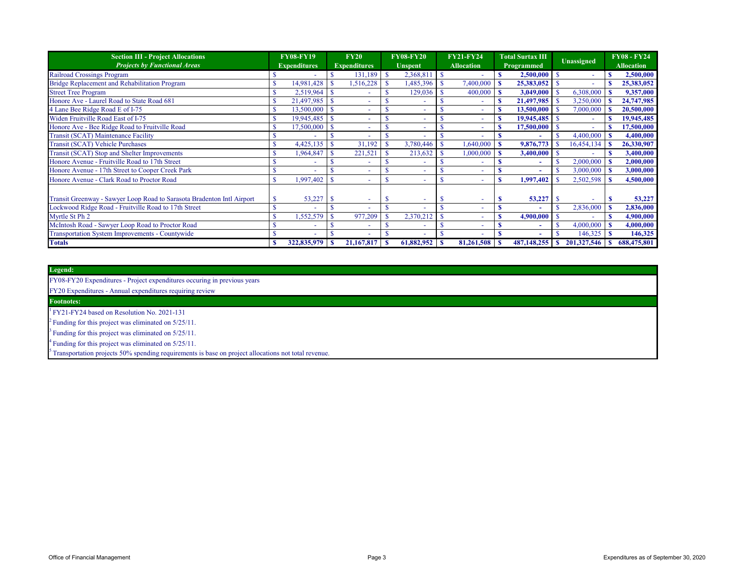| Section III - Project Allocations *Projects by Functional Areas* | FY08-FY19 Expenditures | FY20 Expenditures | FY08-FY20 Unspent | FY21-FY24 Allocation | Total Surtax III Programmed | Unassigned | FY08 - FY24 Allocation |
|---|---|---|---|---|---|---|---|
| Railroad Crossings Program | $ - | $ 131,189 | $ 2,368,811 | $ - | **$ 2,500,000** | $ - | **$ 2,500,000** |
| Bridge Replacement and Rehabilitation Program | $ 14,981,428 | $ 1,516,228 | $ 1,485,396 | $ 7,400,000 | **$ 25,383,052** | $ - | **$ 25,383,052** |
| Street Tree Program | $ 2,519,964 | $ - | $ 129,036 | $ 400,000 | **$ 3,049,000** | $ 6,308,000 | **$ 9,357,000** |
| Honore Ave - Laurel Road to State Road 681 | $ 21,497,985 | $ - | $ - | $ - | **$ 21,497,985** | $ 3,250,000 | **$ 24,747,985** |
| 4 Lane Bee Ridge Road E of I-75 | $ 13,500,000 | $ - | $ - | $ - | **$ 13,500,000** | $ 7,000,000 | **$ 20,500,000** |
| Widen Fruitville Road East of I-75 | $ 19,945,485 | $ - | $ - | $ - | **$ 19,945,485** | $ - | **$ 19,945,485** |
| Honore Ave - Bee Ridge Road to Fruitville Road | $ 17,500,000 | $ - | $ - | $ - | **$ 17,500,000** | $ - | **$ 17,500,000** |
| Transit (SCAT) Maintenance Facility | $ - | $ - | $ - | $ - | **$ -** | $ 4,400,000 | **$ 4,400,000** |
| Transit (SCAT) Vehicle Purchases | $ 4,425,135 | $ 31,192 | $ 3,780,446 | $ 1,640,000 | **$ 9,876,773** | $ 16,454,134 | **$ 26,330,907** |
| Transit (SCAT) Stop and Shelter Improvements | $ 1,964,847 | $ 221,521 | $ 213,632 | $ 1,000,000 | **$ 3,400,000** | $ - | **$ 3,400,000** |
| Honore Avenue - Fruitville Road to 17th Street | $ - | $ - | $ - | $ - | **$ -** | $ 2,000,000 | **$ 2,000,000** |
| Honore Avenue - 17th Street to Cooper Creek Park | $ - | $ - | $ - | $ - | **$ -** | $ 3,000,000 | **$ 3,000,000** |
| Honore Avenue - Clark Road to Proctor Road | $ 1,997,402 | $ - | $ - | $ - | **$ 1,997,402** | $ 2,502,598 | **$ 4,500,000** |
| Transit Greenway - Sawyer Loop Road to Sarasota Bradenton Intl Airport | $ 53,227 | $ - | $ - | $ - | **$ 53,227** | $ - | **$ 53,227** |
| Lockwood Ridge Road - Fruitville Road to 17th Street | $ - | $ - | $ - | $ - | **$ -** | $ 2,836,000 | **$ 2,836,000** |
| Myrtle St Ph 2 | $ 1,552,579 | $ 977,209 | $ 2,370,212 | $ - | **$ 4,900,000** | $ - | **$ 4,900,000** |
| McIntosh Road - Sawyer Loop Road to Proctor Road | $ - | $ - | $ - | $ - | **$ -** | $ 4,000,000 | **$ 4,000,000** |
| Transportation System Improvements - Countywide | $ - | $ - | $ - | $ - | **$ -** | $ 146,325 | **$ 146,325** |
| **Totals** | **$ 322,835,979** | **$ 21,167,817** | **$ 61,882,952** | **$ 81,261,508** | **$ 487,148,255** | **$ 201,327,546** | **$ 688,475,801** |

**Legend:**

FY08-FY20 Expenditures - Project expenditures occuring in previous years

FY20 Expenditures - Annual expenditures requiring review

**Footnotes:**

[1] FY21-FY24 based on Resolution No. 2021-131

[2] Funding for this project was eliminated on 5/25/11.

[3] Funding for this project was eliminated on 5/25/11.

[4] Funding for this project was eliminated on 5/25/11.

[5] Transportation projects 50% spending requirements is base on project allocations not total revenue.

Office of Financial Management

Expenditures as of September 30, 2020